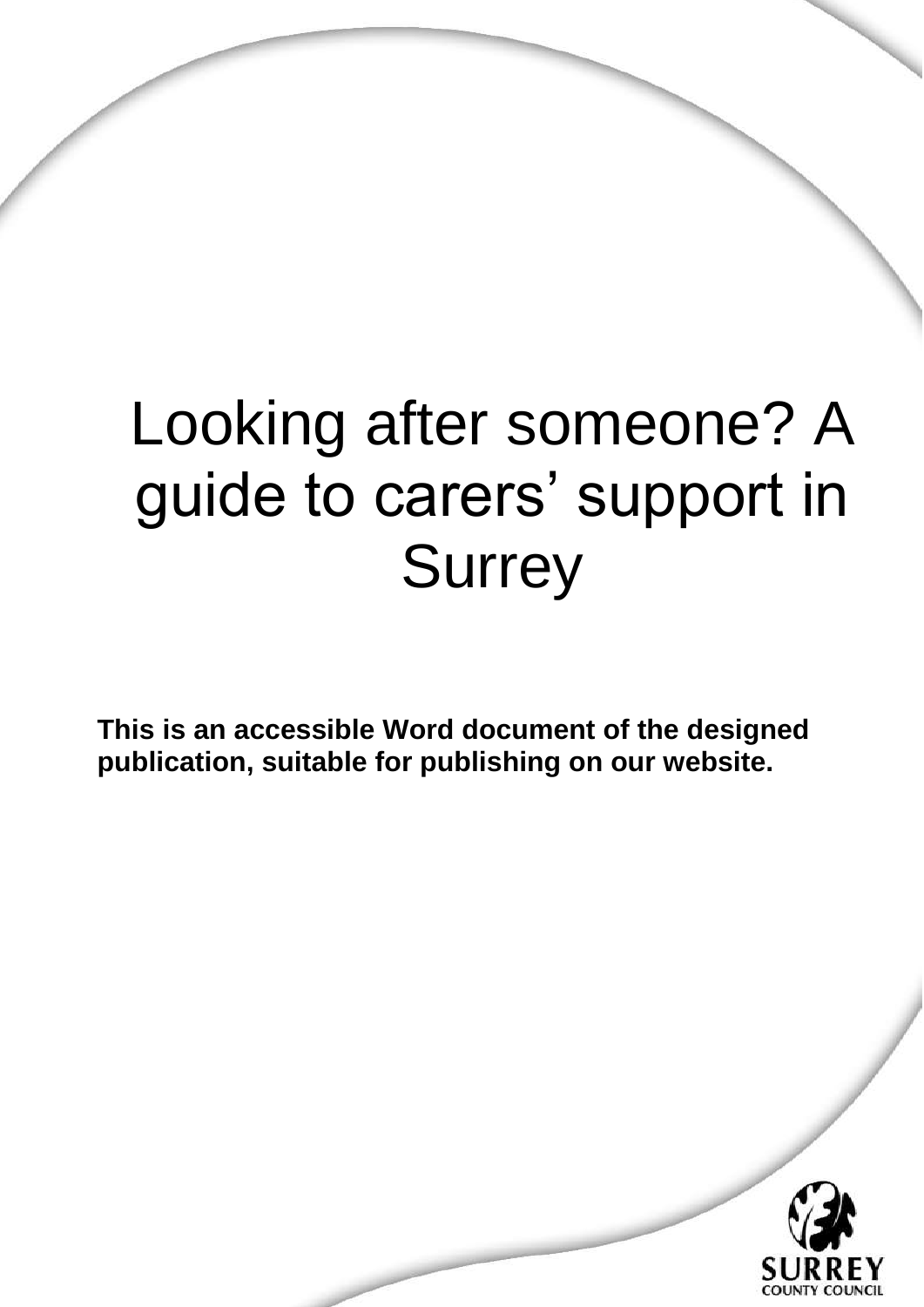# Looking after someone? A guide to carers' support in Surrey

**This is an accessible Word document of the designed publication, suitable for publishing on our website.**

SURREY
COUNTY COUNCIL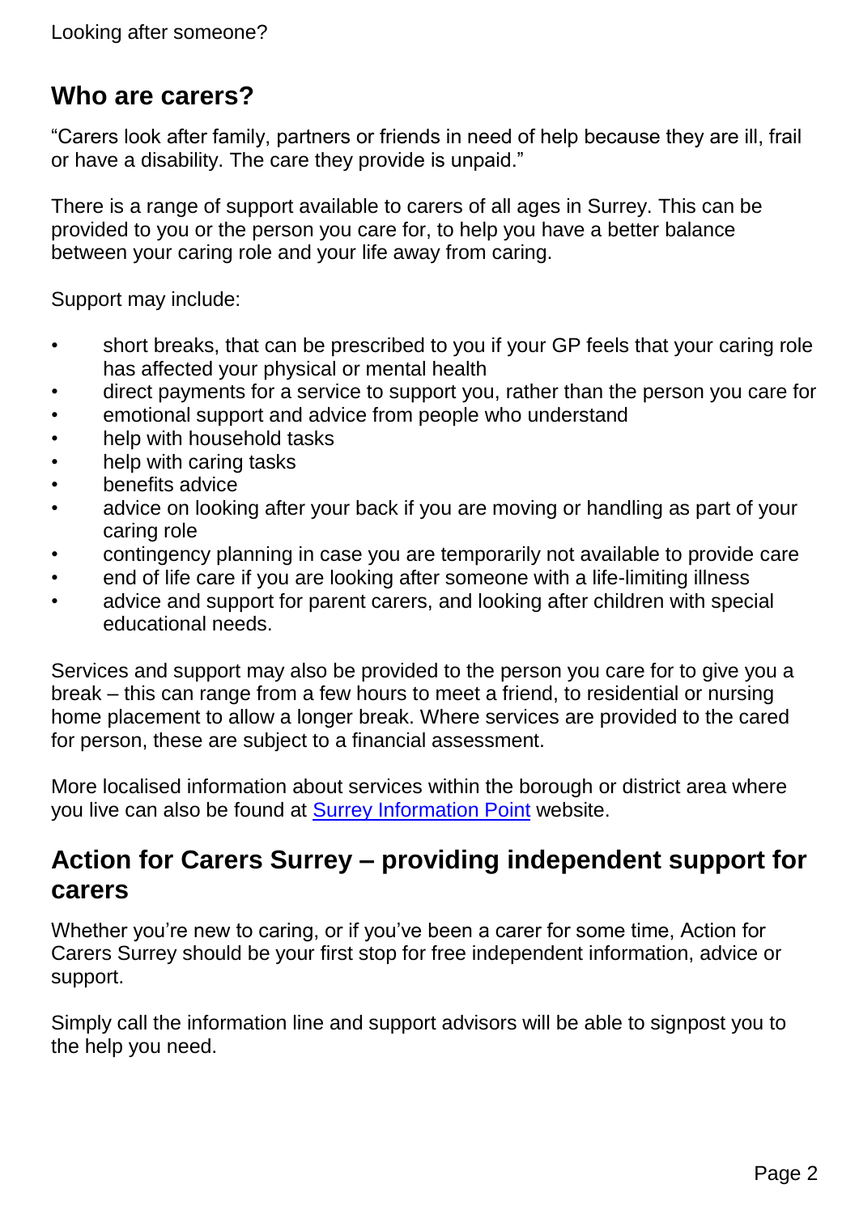## Who are carers?

"Carers look after family, partners or friends in need of help because they are ill, frail or have a disability. The care they provide is unpaid."

There is a range of support available to carers of all ages in Surrey. This can be provided to you or the person you care for, to help you have a better balance between your caring role and your life away from caring.

Support may include:

- short breaks, that can be prescribed to you if your GP feels that your caring role has affected your physical or mental health
- direct payments for a service to support you, rather than the person you care for
- emotional support and advice from people who understand
- help with household tasks
- help with caring tasks
- benefits advice
- advice on looking after your back if you are moving or handling as part of your caring role
- contingency planning in case you are temporarily not available to provide care
- end of life care if you are looking after someone with a life-limiting illness
- advice and support for parent carers, and looking after children with special educational needs.

Services and support may also be provided to the person you care for to give you a break – this can range from a few hours to meet a friend, to residential or nursing home placement to allow a longer break. Where services are provided to the cared for person, these are subject to a financial assessment.

More localised information about services within the borough or district area where you live can also be found at Surrey Information Point website.

## Action for Carers Surrey – providing independent support for carers

Whether you're new to caring, or if you've been a carer for some time, Action for Carers Surrey should be your first stop for free independent information, advice or support.

Simply call the information line and support advisors will be able to signpost you to the help you need.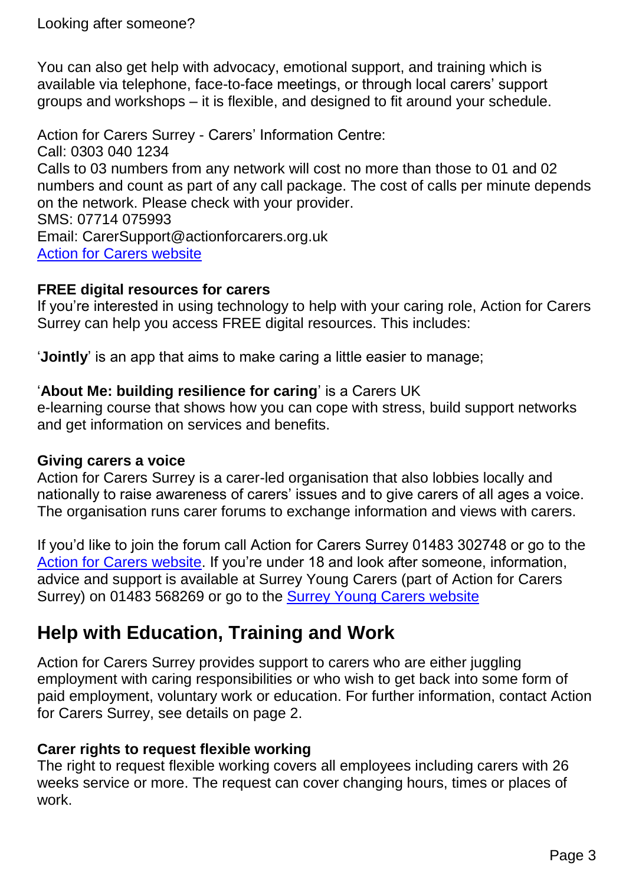Looking after someone?

You can also get help with advocacy, emotional support, and training which is available via telephone, face-to-face meetings, or through local carers' support groups and workshops – it is flexible, and designed to fit around your schedule.

Action for Carers Surrey - Carers' Information Centre:
Call: 0303 040 1234
Calls to 03 numbers from any network will cost no more than those to 01 and 02 numbers and count as part of any call package. The cost of calls per minute depends on the network. Please check with your provider.
SMS: 07714 075993
Email: CarerSupport@actionforcarers.org.uk
Action for Carers website

**FREE digital resources for carers**
If you're interested in using technology to help with your caring role, Action for Carers Surrey can help you access FREE digital resources. This includes:

'**Jointly**' is an app that aims to make caring a little easier to manage;

'**About Me: building resilience for caring**' is a Carers UK e-learning course that shows how you can cope with stress, build support networks and get information on services and benefits.

**Giving carers a voice**
Action for Carers Surrey is a carer-led organisation that also lobbies locally and nationally to raise awareness of carers' issues and to give carers of all ages a voice. The organisation runs carer forums to exchange information and views with carers.

If you'd like to join the forum call Action for Carers Surrey 01483 302748 or go to the Action for Carers website. If you're under 18 and look after someone, information, advice and support is available at Surrey Young Carers (part of Action for Carers Surrey) on 01483 568269 or go to the Surrey Young Carers website

## Help with Education, Training and Work

Action for Carers Surrey provides support to carers who are either juggling employment with caring responsibilities or who wish to get back into some form of paid employment, voluntary work or education. For further information, contact Action for Carers Surrey, see details on page 2.

**Carer rights to request flexible working**
The right to request flexible working covers all employees including carers with 26 weeks service or more. The request can cover changing hours, times or places of work.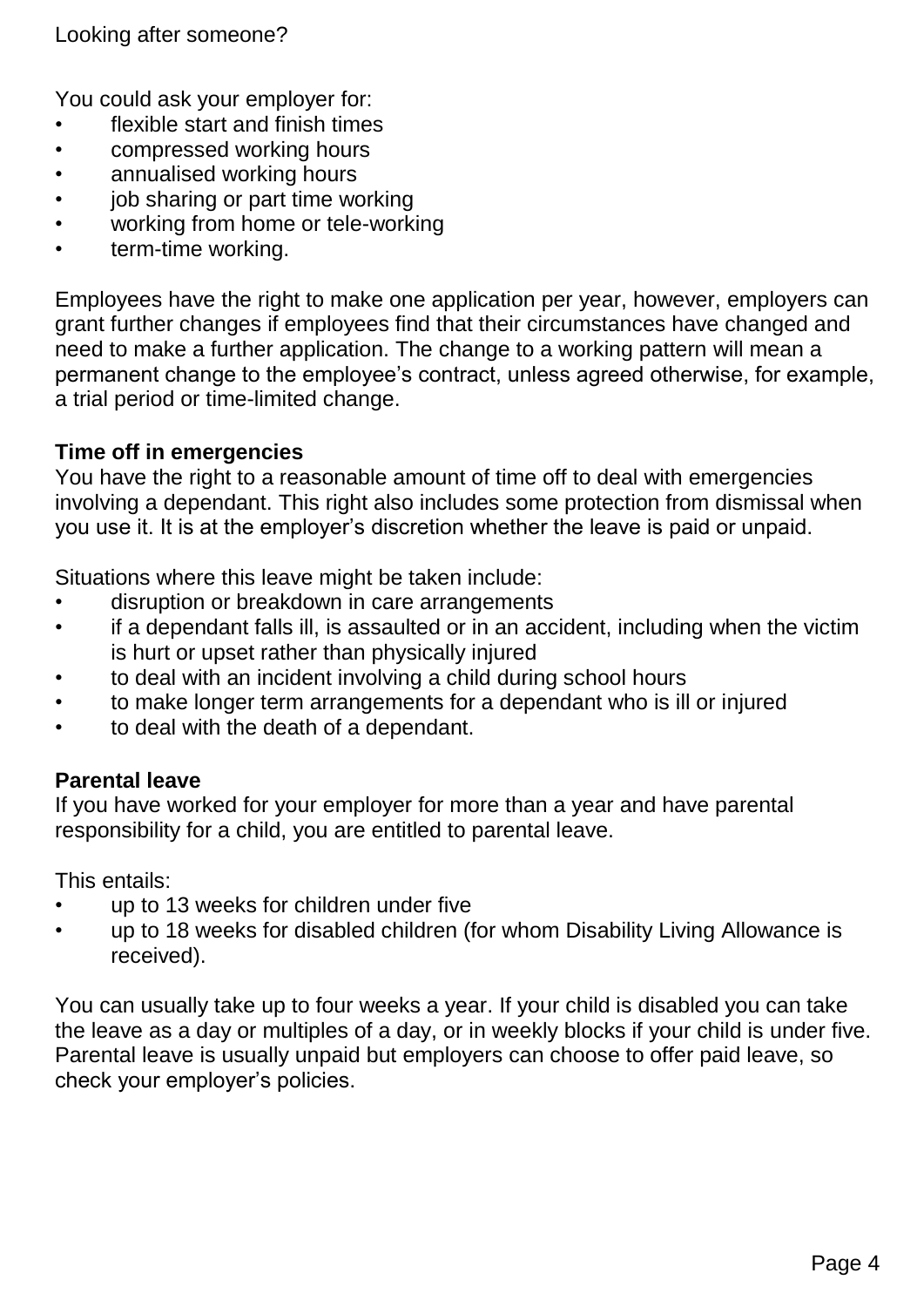Looking after someone?

You could ask your employer for:

- flexible start and finish times
- compressed working hours
- annualised working hours
- job sharing or part time working
- working from home or tele-working
- term-time working.

Employees have the right to make one application per year, however, employers can grant further changes if employees find that their circumstances have changed and need to make a further application. The change to a working pattern will mean a permanent change to the employee's contract, unless agreed otherwise, for example, a trial period or time-limited change.

**Time off in emergencies**

You have the right to a reasonable amount of time off to deal with emergencies involving a dependant. This right also includes some protection from dismissal when you use it. It is at the employer's discretion whether the leave is paid or unpaid.

Situations where this leave might be taken include:

- disruption or breakdown in care arrangements
- if a dependant falls ill, is assaulted or in an accident, including when the victim is hurt or upset rather than physically injured
- to deal with an incident involving a child during school hours
- to make longer term arrangements for a dependant who is ill or injured
- to deal with the death of a dependant.

**Parental leave**

If you have worked for your employer for more than a year and have parental responsibility for a child, you are entitled to parental leave.

This entails:

- up to 13 weeks for children under five
- up to 18 weeks for disabled children (for whom Disability Living Allowance is received).

You can usually take up to four weeks a year. If your child is disabled you can take the leave as a day or multiples of a day, or in weekly blocks if your child is under five. Parental leave is usually unpaid but employers can choose to offer paid leave, so check your employer's policies.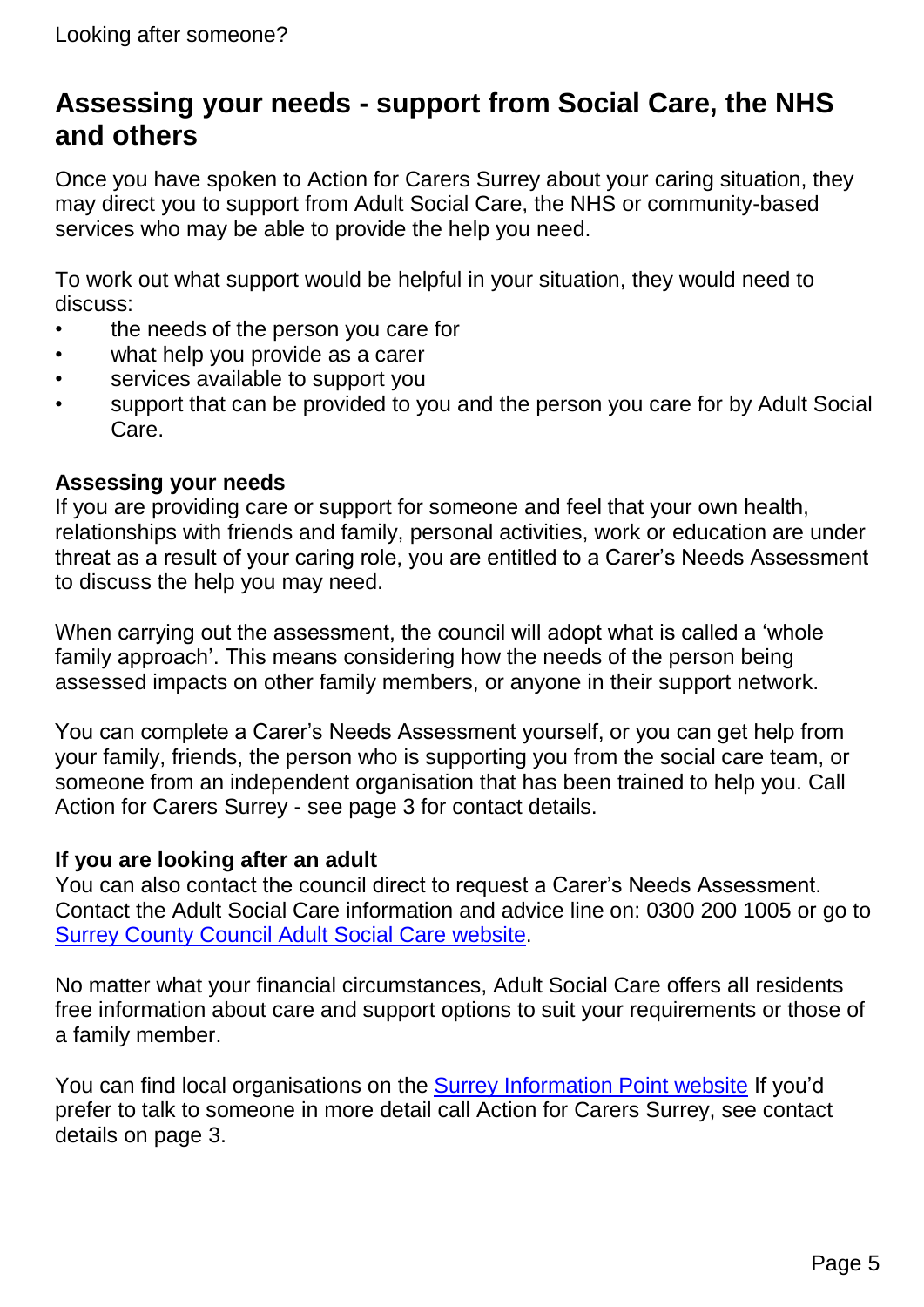## Assessing your needs - support from Social Care, the NHS and others

Once you have spoken to Action for Carers Surrey about your caring situation, they may direct you to support from Adult Social Care, the NHS or community-based services who may be able to provide the help you need.

To work out what support would be helpful in your situation, they would need to discuss:

- the needs of the person you care for
- what help you provide as a carer
- services available to support you
- support that can be provided to you and the person you care for by Adult Social Care.

**Assessing your needs**

If you are providing care or support for someone and feel that your own health, relationships with friends and family, personal activities, work or education are under threat as a result of your caring role, you are entitled to a Carer's Needs Assessment to discuss the help you may need.

When carrying out the assessment, the council will adopt what is called a 'whole family approach'. This means considering how the needs of the person being assessed impacts on other family members, or anyone in their support network.

You can complete a Carer's Needs Assessment yourself, or you can get help from your family, friends, the person who is supporting you from the social care team, or someone from an independent organisation that has been trained to help you. Call Action for Carers Surrey - see page 3 for contact details.

**If you are looking after an adult**

You can also contact the council direct to request a Carer's Needs Assessment. Contact the Adult Social Care information and advice line on: 0300 200 1005 or go to Surrey County Council Adult Social Care website.

No matter what your financial circumstances, Adult Social Care offers all residents free information about care and support options to suit your requirements or those of a family member.

You can find local organisations on the Surrey Information Point website If you'd prefer to talk to someone in more detail call Action for Carers Surrey, see contact details on page 3.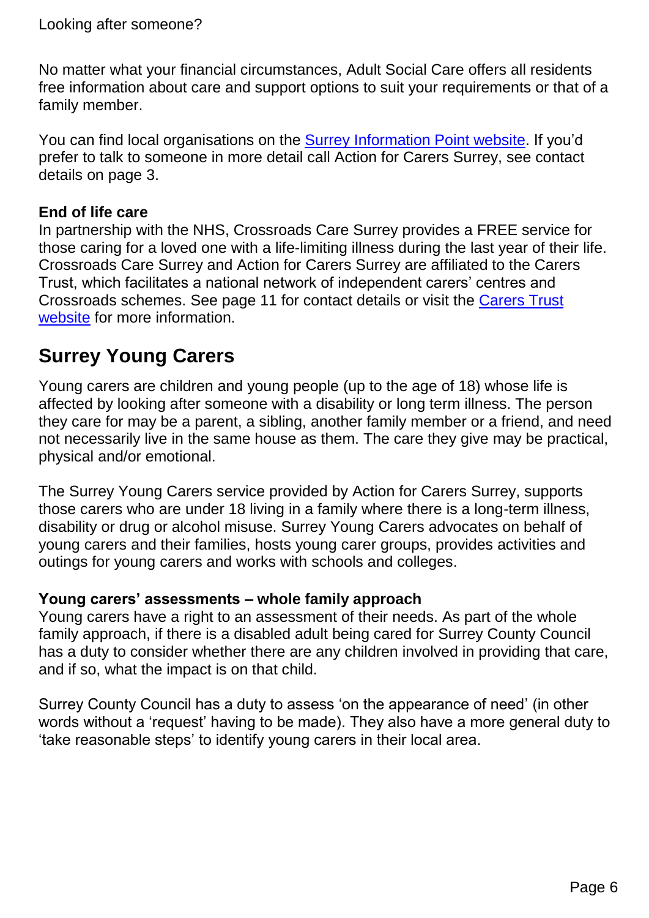Looking after someone?

No matter what your financial circumstances, Adult Social Care offers all residents free information about care and support options to suit your requirements or that of a family member.

You can find local organisations on the [Surrey Information Point website](). If you'd prefer to talk to someone in more detail call Action for Carers Surrey, see contact details on page 3.

**End of life care**
In partnership with the NHS, Crossroads Care Surrey provides a FREE service for those caring for a loved one with a life-limiting illness during the last year of their life. Crossroads Care Surrey and Action for Carers Surrey are affiliated to the Carers Trust, which facilitates a national network of independent carers' centres and Crossroads schemes. See page 11 for contact details or visit the [Carers Trust website]() for more information.

## Surrey Young Carers

Young carers are children and young people (up to the age of 18) whose life is affected by looking after someone with a disability or long term illness. The person they care for may be a parent, a sibling, another family member or a friend, and need not necessarily live in the same house as them. The care they give may be practical, physical and/or emotional.

The Surrey Young Carers service provided by Action for Carers Surrey, supports those carers who are under 18 living in a family where there is a long-term illness, disability or drug or alcohol misuse. Surrey Young Carers advocates on behalf of young carers and their families, hosts young carer groups, provides activities and outings for young carers and works with schools and colleges.

**Young carers' assessments – whole family approach**
Young carers have a right to an assessment of their needs. As part of the whole family approach, if there is a disabled adult being cared for Surrey County Council has a duty to consider whether there are any children involved in providing that care, and if so, what the impact is on that child.

Surrey County Council has a duty to assess 'on the appearance of need' (in other words without a 'request' having to be made). They also have a more general duty to 'take reasonable steps' to identify young carers in their local area.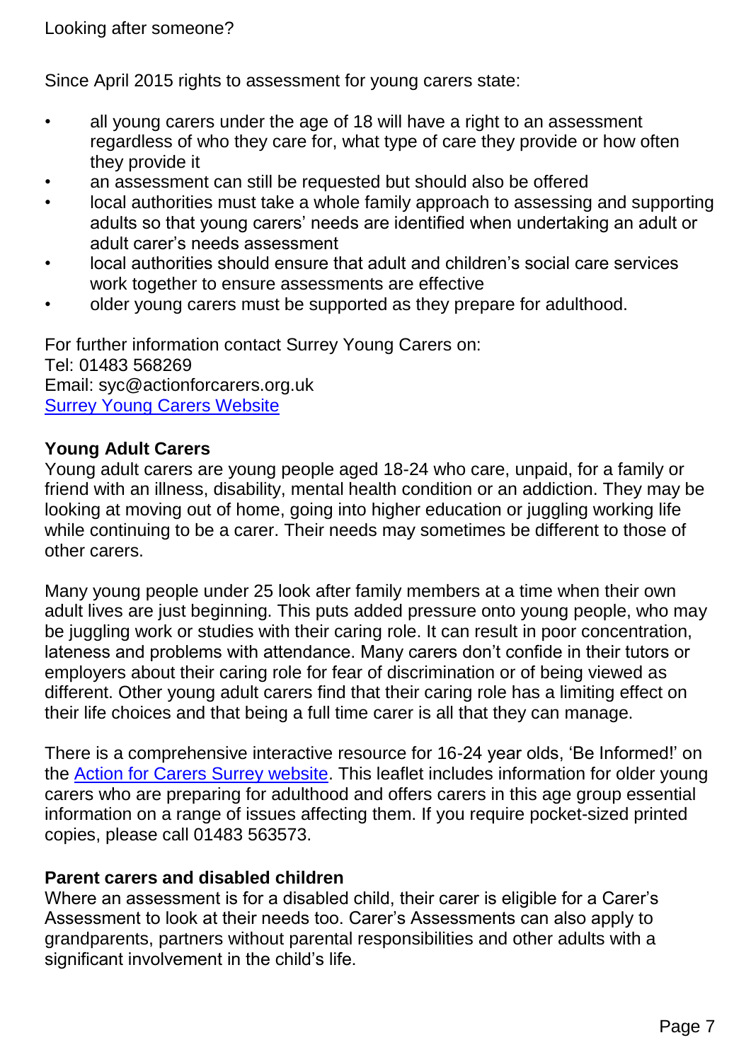Looking after someone?

Since April 2015 rights to assessment for young carers state:

- all young carers under the age of 18 will have a right to an assessment regardless of who they care for, what type of care they provide or how often they provide it
- an assessment can still be requested but should also be offered
- local authorities must take a whole family approach to assessing and supporting adults so that young carers' needs are identified when undertaking an adult or adult carer's needs assessment
- local authorities should ensure that adult and children's social care services work together to ensure assessments are effective
- older young carers must be supported as they prepare for adulthood.

For further information contact Surrey Young Carers on:
Tel: 01483 568269
Email: syc@actionforcarers.org.uk
Surrey Young Carers Website

**Young Adult Carers**

Young adult carers are young people aged 18-24 who care, unpaid, for a family or friend with an illness, disability, mental health condition or an addiction. They may be looking at moving out of home, going into higher education or juggling working life while continuing to be a carer. Their needs may sometimes be different to those of other carers.

Many young people under 25 look after family members at a time when their own adult lives are just beginning. This puts added pressure onto young people, who may be juggling work or studies with their caring role. It can result in poor concentration, lateness and problems with attendance. Many carers don't confide in their tutors or employers about their caring role for fear of discrimination or of being viewed as different. Other young adult carers find that their caring role has a limiting effect on their life choices and that being a full time carer is all that they can manage.

There is a comprehensive interactive resource for 16-24 year olds, 'Be Informed!' on the Action for Carers Surrey website. This leaflet includes information for older young carers who are preparing for adulthood and offers carers in this age group essential information on a range of issues affecting them. If you require pocket-sized printed copies, please call 01483 563573.

**Parent carers and disabled children**

Where an assessment is for a disabled child, their carer is eligible for a Carer's Assessment to look at their needs too. Carer's Assessments can also apply to grandparents, partners without parental responsibilities and other adults with a significant involvement in the child's life.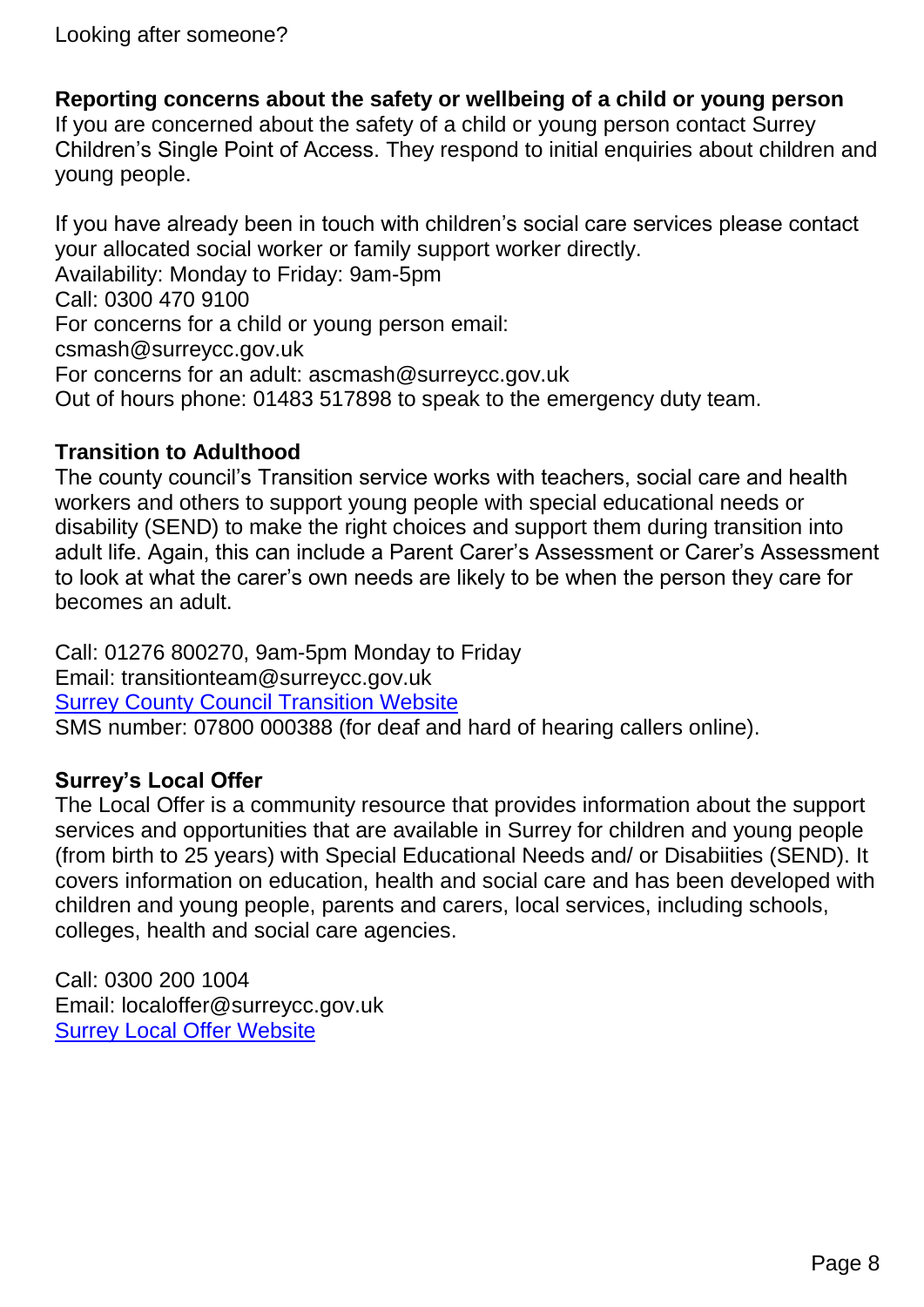Looking after someone?

## Reporting concerns about the safety or wellbeing of a child or young person

If you are concerned about the safety of a child or young person contact Surrey Children's Single Point of Access. They respond to initial enquiries about children and young people.

If you have already been in touch with children's social care services please contact your allocated social worker or family support worker directly.
Availability: Monday to Friday: 9am-5pm
Call: 0300 470 9100
For concerns for a child or young person email:
csmash@surreycc.gov.uk
For concerns for an adult: ascmash@surreycc.gov.uk
Out of hours phone: 01483 517898 to speak to the emergency duty team.

## Transition to Adulthood

The county council's Transition service works with teachers, social care and health workers and others to support young people with special educational needs or disability (SEND) to make the right choices and support them during transition into adult life. Again, this can include a Parent Carer's Assessment or Carer's Assessment to look at what the carer's own needs are likely to be when the person they care for becomes an adult.

Call: 01276 800270, 9am-5pm Monday to Friday
Email: transitionteam@surreycc.gov.uk
Surrey County Council Transition Website
SMS number: 07800 000388 (for deaf and hard of hearing callers online).

## Surrey's Local Offer

The Local Offer is a community resource that provides information about the support services and opportunities that are available in Surrey for children and young people (from birth to 25 years) with Special Educational Needs and/ or Disabiities (SEND). It covers information on education, health and social care and has been developed with children and young people, parents and carers, local services, including schools, colleges, health and social care agencies.

Call: 0300 200 1004
Email: localoffer@surreycc.gov.uk
Surrey Local Offer Website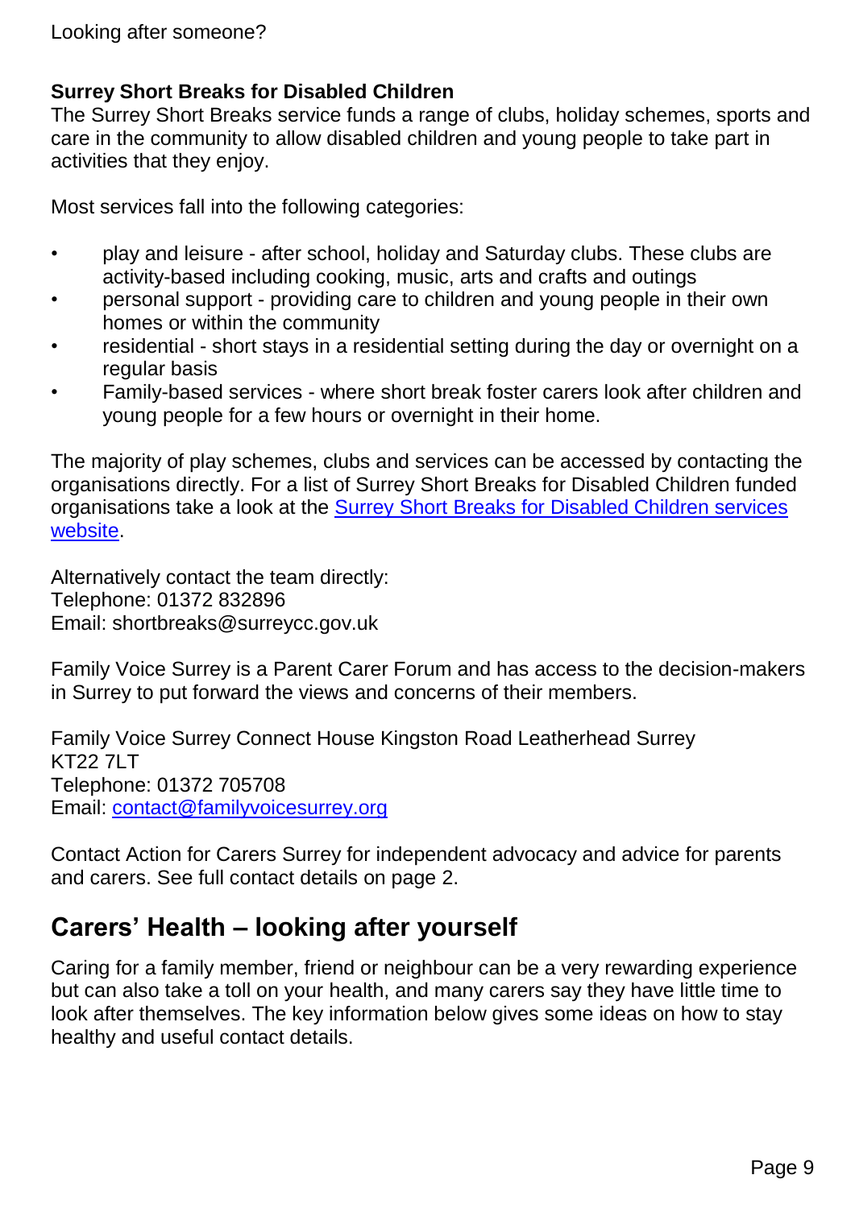Looking after someone?

**Surrey Short Breaks for Disabled Children**

The Surrey Short Breaks service funds a range of clubs, holiday schemes, sports and care in the community to allow disabled children and young people to take part in activities that they enjoy.

Most services fall into the following categories:

- play and leisure - after school, holiday and Saturday clubs. These clubs are activity-based including cooking, music, arts and crafts and outings
- personal support - providing care to children and young people in their own homes or within the community
- residential - short stays in a residential setting during the day or overnight on a regular basis
- Family-based services - where short break foster carers look after children and young people for a few hours or overnight in their home.

The majority of play schemes, clubs and services can be accessed by contacting the organisations directly. For a list of Surrey Short Breaks for Disabled Children funded organisations take a look at the Surrey Short Breaks for Disabled Children services website.

Alternatively contact the team directly:
Telephone: 01372 832896
Email: shortbreaks@surreycc.gov.uk

Family Voice Surrey is a Parent Carer Forum and has access to the decision-makers in Surrey to put forward the views and concerns of their members.

Family Voice Surrey Connect House Kingston Road Leatherhead Surrey
KT22 7LT
Telephone: 01372 705708
Email: contact@familyvoicesurrey.org

Contact Action for Carers Surrey for independent advocacy and advice for parents and carers. See full contact details on page 2.

## Carers' Health – looking after yourself

Caring for a family member, friend or neighbour can be a very rewarding experience but can also take a toll on your health, and many carers say they have little time to look after themselves. The key information below gives some ideas on how to stay healthy and useful contact details.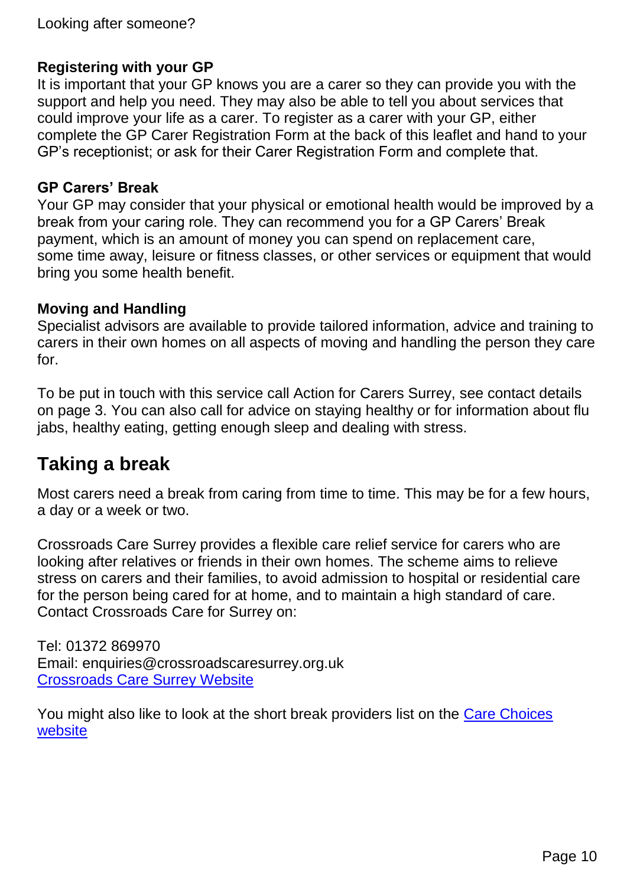### Registering with your GP

It is important that your GP knows you are a carer so they can provide you with the support and help you need. They may also be able to tell you about services that could improve your life as a carer. To register as a carer with your GP, either complete the GP Carer Registration Form at the back of this leaflet and hand to your GP's receptionist; or ask for their Carer Registration Form and complete that.

### GP Carers' Break

Your GP may consider that your physical or emotional health would be improved by a break from your caring role. They can recommend you for a GP Carers' Break payment, which is an amount of money you can spend on replacement care, some time away, leisure or fitness classes, or other services or equipment that would bring you some health benefit.

### Moving and Handling

Specialist advisors are available to provide tailored information, advice and training to carers in their own homes on all aspects of moving and handling the person they care for.

To be put in touch with this service call Action for Carers Surrey, see contact details on page 3. You can also call for advice on staying healthy or for information about flu jabs, healthy eating, getting enough sleep and dealing with stress.

## Taking a break

Most carers need a break from caring from time to time. This may be for a few hours, a day or a week or two.

Crossroads Care Surrey provides a flexible care relief service for carers who are looking after relatives or friends in their own homes. The scheme aims to relieve stress on carers and their families, to avoid admission to hospital or residential care for the person being cared for at home, and to maintain a high standard of care. Contact Crossroads Care for Surrey on:

Tel: 01372 869970
Email: enquiries@crossroadscaresurrey.org.uk
Crossroads Care Surrey Website

You might also like to look at the short break providers list on the Care Choices website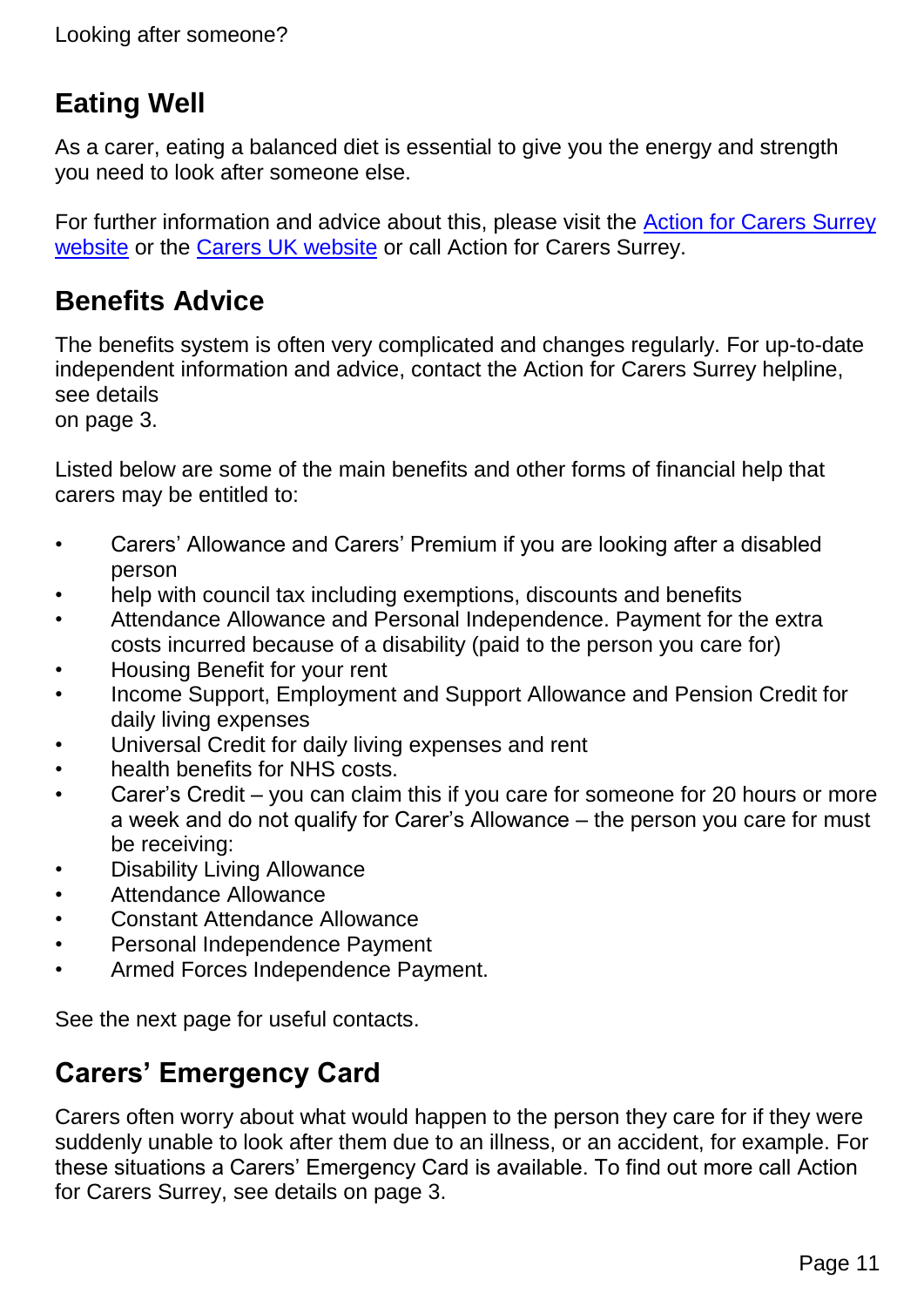## Eating Well

As a carer, eating a balanced diet is essential to give you the energy and strength you need to look after someone else.

For further information and advice about this, please visit the Action for Carers Surrey website or the Carers UK website or call Action for Carers Surrey.

## Benefits Advice

The benefits system is often very complicated and changes regularly. For up-to-date independent information and advice, contact the Action for Carers Surrey helpline, see details on page 3.

Listed below are some of the main benefits and other forms of financial help that carers may be entitled to:

- Carers' Allowance and Carers' Premium if you are looking after a disabled person
- help with council tax including exemptions, discounts and benefits
- Attendance Allowance and Personal Independence. Payment for the extra costs incurred because of a disability (paid to the person you care for)
- Housing Benefit for your rent
- Income Support, Employment and Support Allowance and Pension Credit for daily living expenses
- Universal Credit for daily living expenses and rent
- health benefits for NHS costs.
- Carer's Credit – you can claim this if you care for someone for 20 hours or more a week and do not qualify for Carer's Allowance – the person you care for must be receiving:
- Disability Living Allowance
- Attendance Allowance
- Constant Attendance Allowance
- Personal Independence Payment
- Armed Forces Independence Payment.

See the next page for useful contacts.

## Carers' Emergency Card

Carers often worry about what would happen to the person they care for if they were suddenly unable to look after them due to an illness, or an accident, for example. For these situations a Carers' Emergency Card is available. To find out more call Action for Carers Surrey, see details on page 3.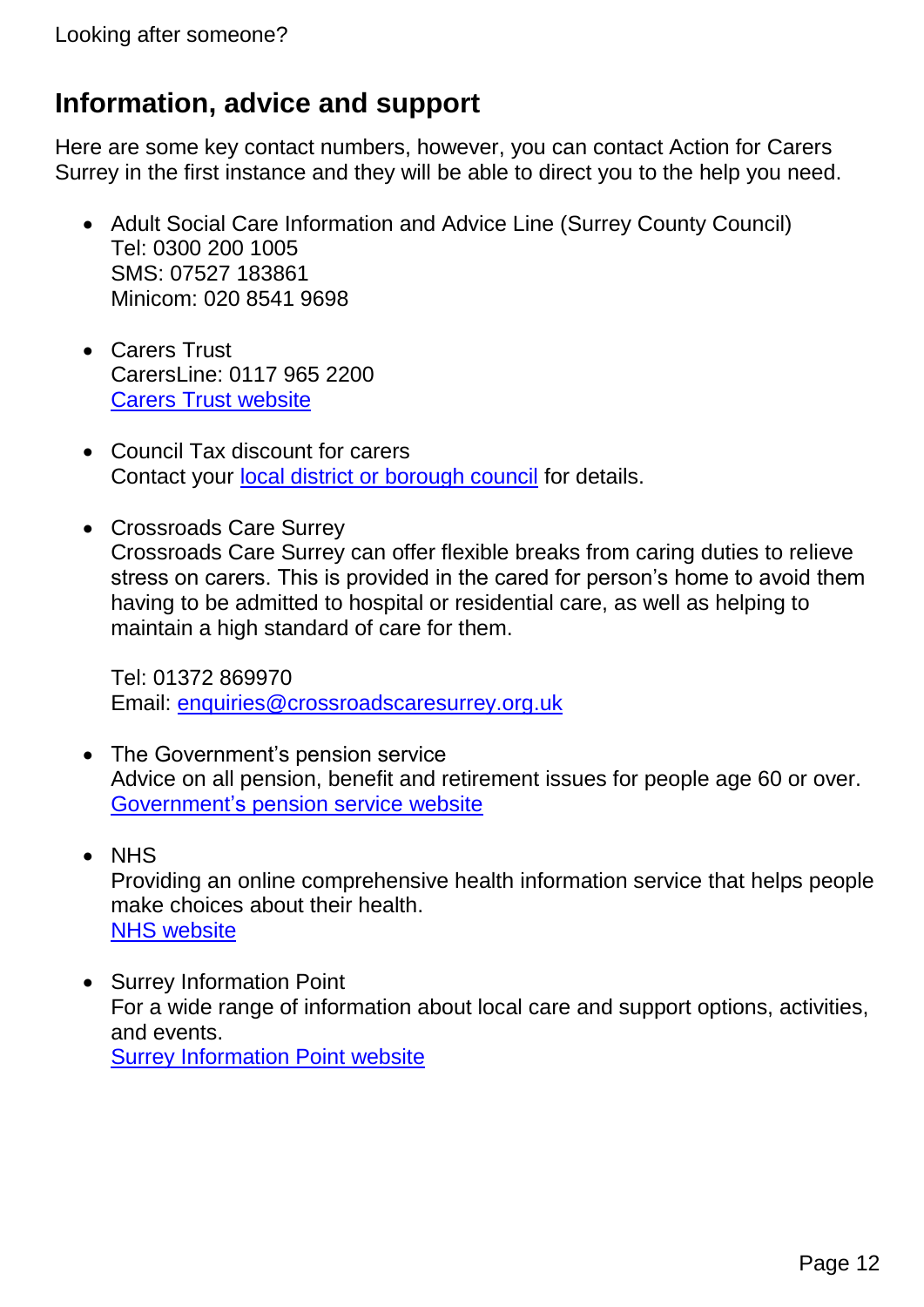## Information, advice and support

Here are some key contact numbers, however, you can contact Action for Carers Surrey in the first instance and they will be able to direct you to the help you need.

- Adult Social Care Information and Advice Line (Surrey County Council)
  Tel: 0300 200 1005
  SMS: 07527 183861
  Minicom: 020 8541 9698

- Carers Trust
  CarersLine: 0117 965 2200
  Carers Trust website

- Council Tax discount for carers
  Contact your local district or borough council for details.

- Crossroads Care Surrey
  Crossroads Care Surrey can offer flexible breaks from caring duties to relieve stress on carers. This is provided in the cared for person's home to avoid them having to be admitted to hospital or residential care, as well as helping to maintain a high standard of care for them.

  Tel: 01372 869970
  Email: enquiries@crossroadscaresurrey.org.uk

- The Government's pension service
  Advice on all pension, benefit and retirement issues for people age 60 or over.
  Government's pension service website

- NHS
  Providing an online comprehensive health information service that helps people make choices about their health.
  NHS website

- Surrey Information Point
  For a wide range of information about local care and support options, activities, and events.
  Surrey Information Point website